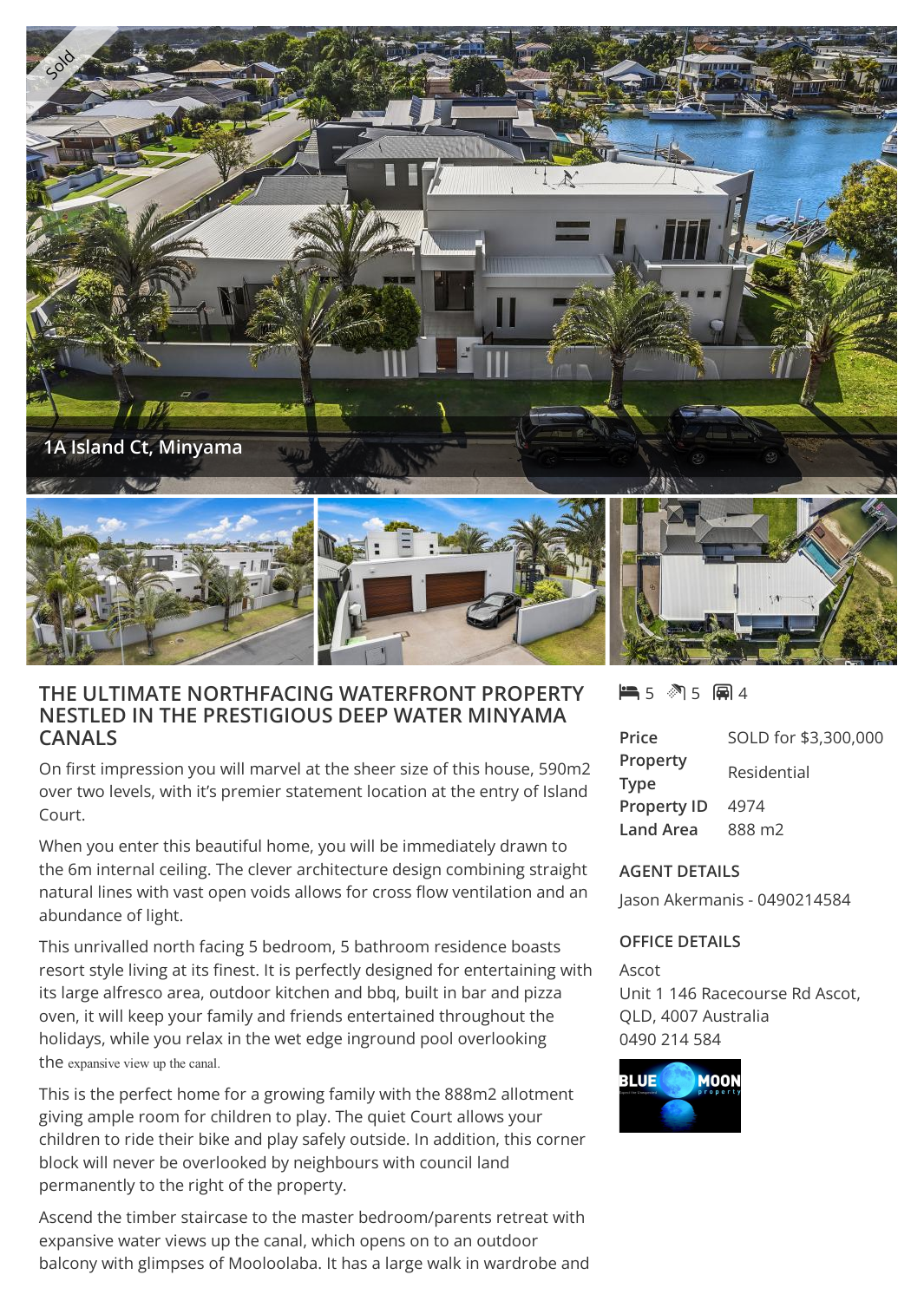1A Island Ct, Minyama

# THE ULTIMATE NORTHFACING WATERFRONT PROPERTY NESTLED IN THE PRESTIGIOUS DEEP WATER MINYAMA CANALS

On first impression you will marvel at the sheer size of this house, 590m2 over two levels, with it's premier statement location at the entry of Island Court.

When you enter this beautiful home, you will be immediately drawn to the 6m internal ceiling. The clever architecture design combining straight natural lines with vast open voids allows for cross flow ventilation and an abundance of light.

This unrivalled north facing 5 bedroom, 5 bathroom residence boasts resort style living at its finest. It is perfectly designed for entertaining with its large alfresco area, outdoor kitchen and bbq, built in bar and pizza oven, it will keep your family and friends entertained throughout the holidays, while you relax in the wet edge inground pool overlooking the expansive view up the canal.

This is the perfect home for a growing family with the 888m2 allotment giving ample room for children to play. The quiet Court allows your children to ride their bike and play safely outside. In addition, this corner block will never be overlooked by neighbours with council land permanently to the right of the property.

Ascend the timber staircase to the master bedroom/parents retreat with expansive water views up the canal, which opens on to an outdoor balcony with glimpses of Mooloolaba. It has a large walk in wardrobe and

5 5 4

| | |
|---|---|
| **Price** | SOLD for $3,300,000 |
| **Property Type** | Residential |
| **Property ID** | 4974 |
| **Land Area** | 888 m2 |

## AGENT DETAILS

Jason Akermanis - 0490214584

## OFFICE DETAILS

Ascot
Unit 1 146 Racecourse Rd Ascot, QLD, 4007 Australia
0490 214 584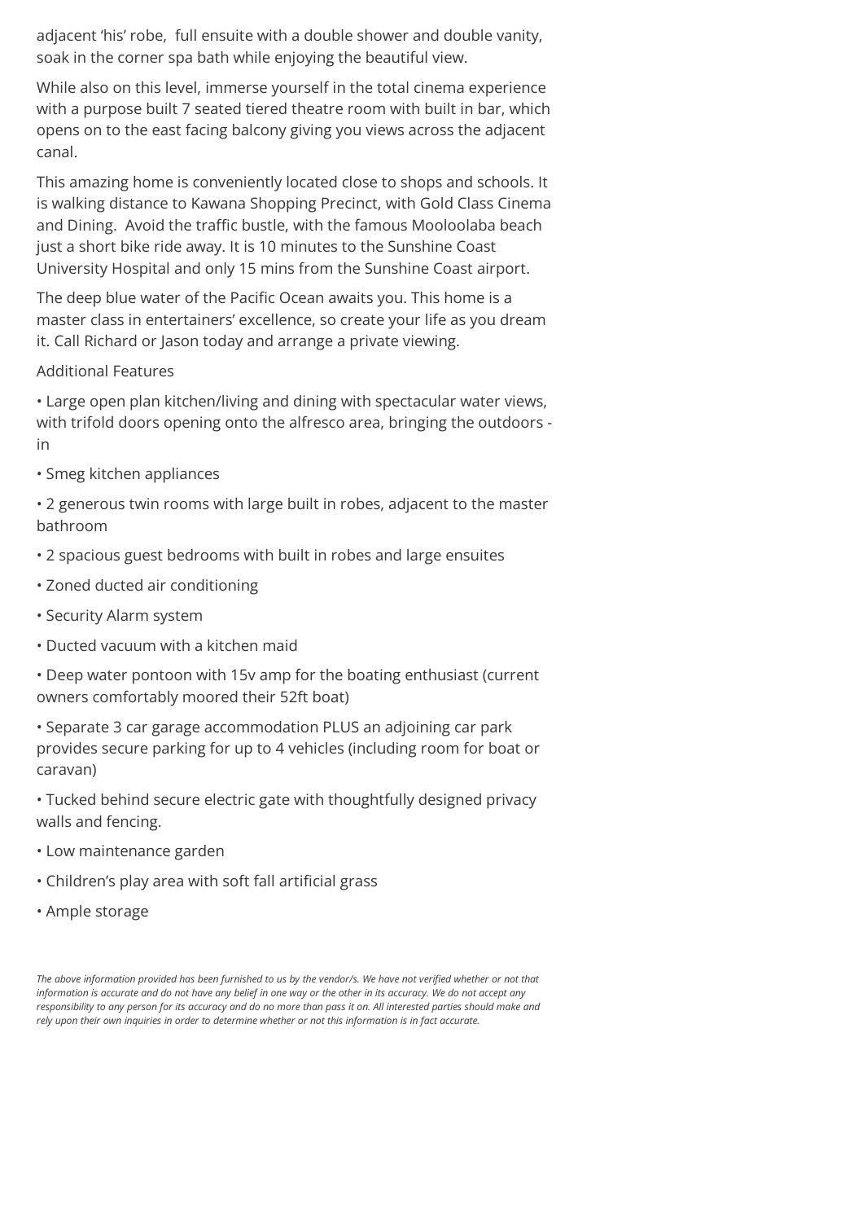adjacent 'his' robe, full ensuite with a double shower and double vanity, soak in the corner spa bath while enjoying the beautiful view.

While also on this level, immerse yourself in the total cinema experience with a purpose built 7 seated tiered theatre room with built in bar, which opens on to the east facing balcony giving you views across the adjacent canal.

This amazing home is conveniently located close to shops and schools. It is walking distance to Kawana Shopping Precinct, with Gold Class Cinema and Dining. Avoid the traffic bustle, with the famous Mooloolaba beach just a short bike ride away. It is 10 minutes to the Sunshine Coast University Hospital and only 15 mins from the Sunshine Coast airport.

The deep blue water of the Pacific Ocean awaits you. This home is a master class in entertainers' excellence, so create your life as you dream it. Call Richard or Jason today and arrange a private viewing.

Additional Features

- Large open plan kitchen/living and dining with spectacular water views, with trifold doors opening onto the alfresco area, bringing the outdoors - in
- Smeg kitchen appliances
- 2 generous twin rooms with large built in robes, adjacent to the master bathroom
- 2 spacious guest bedrooms with built in robes and large ensuites
- Zoned ducted air conditioning
- Security Alarm system
- Ducted vacuum with a kitchen maid
- Deep water pontoon with 15v amp for the boating enthusiast (current owners comfortably moored their 52ft boat)
- Separate 3 car garage accommodation PLUS an adjoining car park provides secure parking for up to 4 vehicles (including room for boat or caravan)
- Tucked behind secure electric gate with thoughtfully designed privacy walls and fencing.
- Low maintenance garden
- Children's play area with soft fall artificial grass
- Ample storage

*The above information provided has been furnished to us by the vendor/s. We have not verified whether or not that information is accurate and do not have any belief in one way or the other in its accuracy. We do not accept any responsibility to any person for its accuracy and do no more than pass it on. All interested parties should make and rely upon their own inquiries in order to determine whether or not this information is in fact accurate.*